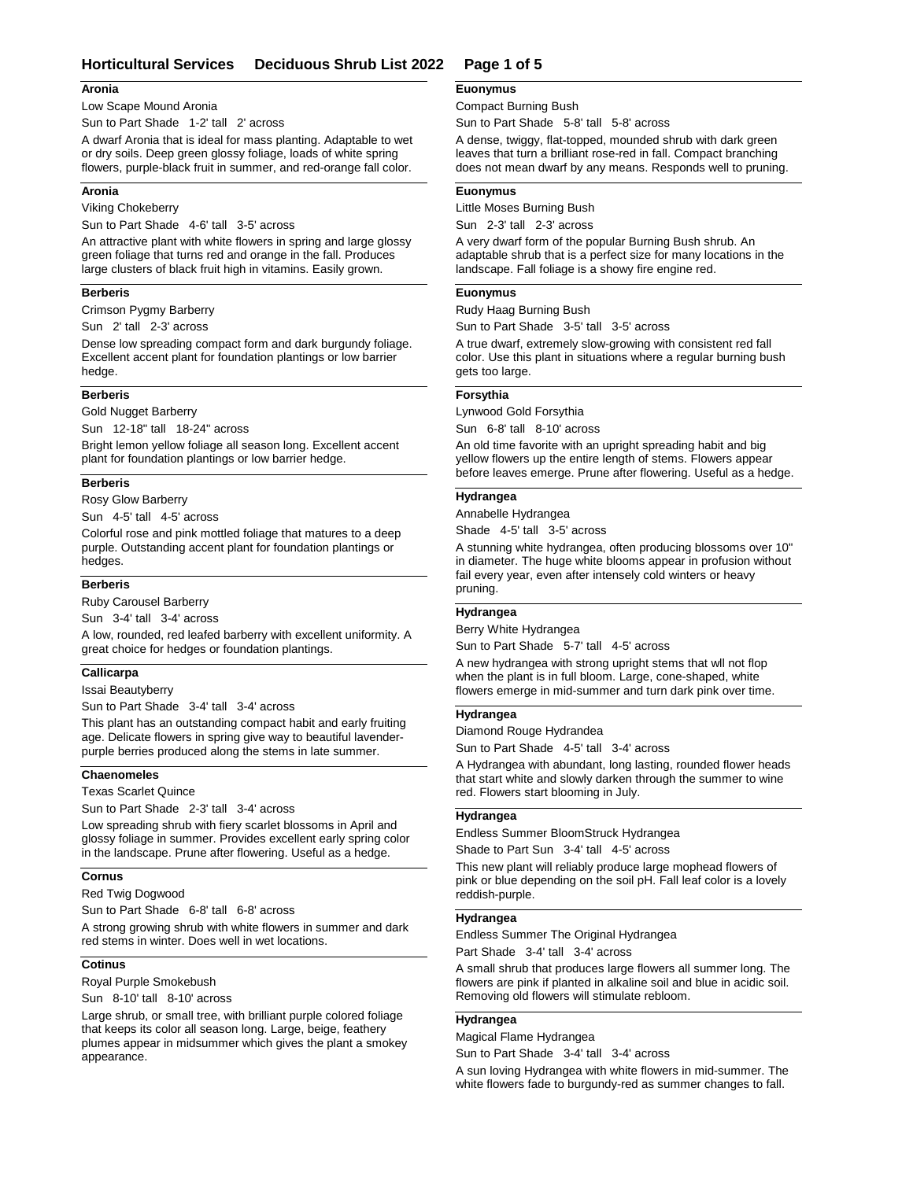# Horticultural Services Deciduous Shrub List 2022

### Aronia

Low Scape Mound Aronia

Sun to Part Shade 1-2' tall 2' across

A dwarf Aronia that is ideal for mass planting. Adaptable to wet or dry soils. Deep green glossy foliage, loads of white spring flowers, purple-black fruit in summer, and red-orange fall color.

### Aronia

Viking Chokeberry

Sun to Part Shade 4-6' tall 3-5' across

An attractive plant with white flowers in spring and large glossy green foliage that turns red and orange in the fall. Produces large clusters of black fruit high in vitamins. Easily grown.

### Berberis

Crimson Pygmy Barberry

Sun 2' tall 2-3' across

Dense low spreading compact form and dark burgundy foliage. Excellent accent plant for foundation plantings or low barrier hedge.

### Berberis

Gold Nugget Barberry

Sun 12-18" tall 18-24" across

Bright lemon yellow foliage all season long. Excellent accent plant for foundation plantings or low barrier hedge.

### Berberis

Rosy Glow Barberry

Sun 4-5' tall 4-5' across

Colorful rose and pink mottled foliage that matures to a deep purple. Outstanding accent plant for foundation plantings or hedges.

### Berberis

Ruby Carousel Barberry

Sun 3-4' tall 3-4' across

A low, rounded, red leafed barberry with excellent uniformity. A great choice for hedges or foundation plantings.

### Callicarpa

Issai Beautyberry

Sun to Part Shade 3-4' tall 3-4' across

This plant has an outstanding compact habit and early fruiting age. Delicate flowers in spring give way to beautiful lavender-purple berries produced along the stems in late summer.

### Chaenomeles

Texas Scarlet Quince

Sun to Part Shade 2-3' tall 3-4' across

Low spreading shrub with fiery scarlet blossoms in April and glossy foliage in summer. Provides excellent early spring color in the landscape. Prune after flowering. Useful as a hedge.

### Cornus

Red Twig Dogwood

Sun to Part Shade 6-8' tall 6-8' across

A strong growing shrub with white flowers in summer and dark red stems in winter. Does well in wet locations.

### Cotinus

Royal Purple Smokebush

Sun 8-10' tall 8-10' across

Large shrub, or small tree, with brilliant purple colored foliage that keeps its color all season long. Large, beige, feathery plumes appear in midsummer which gives the plant a smokey appearance.

### Euonymus

Compact Burning Bush

Sun to Part Shade 5-8' tall 5-8' across

A dense, twiggy, flat-topped, mounded shrub with dark green leaves that turn a brilliant rose-red in fall. Compact branching does not mean dwarf by any means. Responds well to pruning.

### Euonymus

Little Moses Burning Bush

Sun 2-3' tall 2-3' across

A very dwarf form of the popular Burning Bush shrub. An adaptable shrub that is a perfect size for many locations in the landscape. Fall foliage is a showy fire engine red.

### Euonymus

Rudy Haag Burning Bush

Sun to Part Shade 3-5' tall 3-5' across

A true dwarf, extremely slow-growing with consistent red fall color. Use this plant in situations where a regular burning bush gets too large.

### Forsythia

Lynwood Gold Forsythia

Sun 6-8' tall 8-10' across

An old time favorite with an upright spreading habit and big yellow flowers up the entire length of stems. Flowers appear before leaves emerge. Prune after flowering. Useful as a hedge.

### Hydrangea

Annabelle Hydrangea

Shade 4-5' tall 3-5' across

A stunning white hydrangea, often producing blossoms over 10" in diameter. The huge white blooms appear in profusion without fail every year, even after intensely cold winters or heavy pruning.

### Hydrangea

Berry White Hydrangea

Sun to Part Shade 5-7' tall 4-5' across

A new hydrangea with strong upright stems that wll not flop when the plant is in full bloom. Large, cone-shaped, white flowers emerge in mid-summer and turn dark pink over time.

### Hydrangea

Diamond Rouge Hydrandea

Sun to Part Shade 4-5' tall 3-4' across

A Hydrangea with abundant, long lasting, rounded flower heads that start white and slowly darken through the summer to wine red. Flowers start blooming in July.

### Hydrangea

Endless Summer BloomStruck Hydrangea

Shade to Part Sun 3-4' tall 4-5' across

This new plant will reliably produce large mophead flowers of pink or blue depending on the soil pH. Fall leaf color is a lovely reddish-purple.

### Hydrangea

Endless Summer The Original Hydrangea

Part Shade 3-4' tall 3-4' across

A small shrub that produces large flowers all summer long. The flowers are pink if planted in alkaline soil and blue in acidic soil. Removing old flowers will stimulate rebloom.

### Hydrangea

Magical Flame Hydrangea

Sun to Part Shade 3-4' tall 3-4' across

A sun loving Hydrangea with white flowers in mid-summer. The white flowers fade to burgundy-red as summer changes to fall.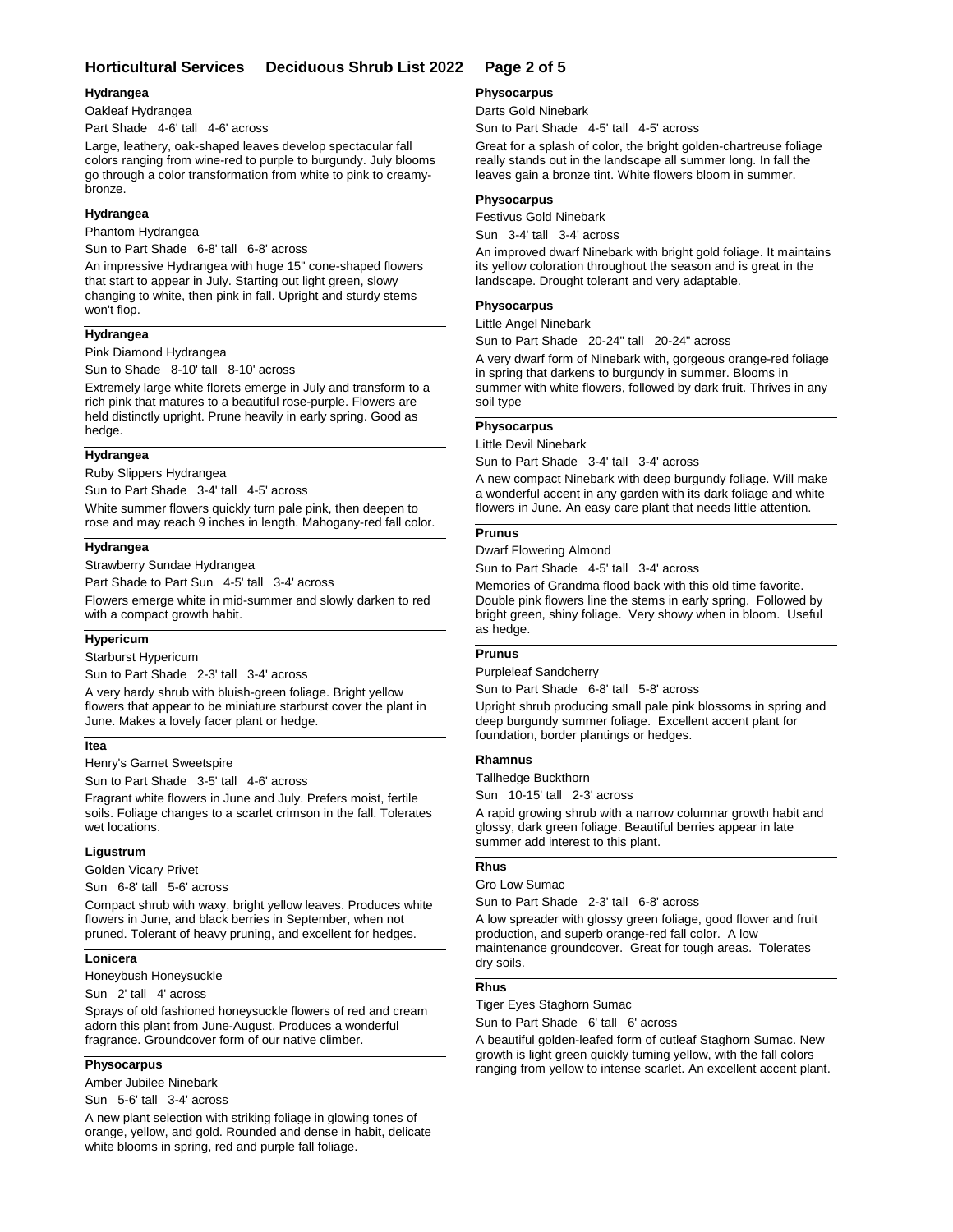### Hydrangea

Oakleaf Hydrangea

Part Shade 4-6' tall 4-6' across

Large, leathery, oak-shaped leaves develop spectacular fall colors ranging from wine-red to purple to burgundy. July blooms go through a color transformation from white to pink to creamy-bronze.

### Hydrangea

Phantom Hydrangea

Sun to Part Shade 6-8' tall 6-8' across

An impressive Hydrangea with huge 15" cone-shaped flowers that start to appear in July. Starting out light green, slowy changing to white, then pink in fall. Upright and sturdy stems won't flop.

### Hydrangea

Pink Diamond Hydrangea

Sun to Shade 8-10' tall 8-10' across

Extremely large white florets emerge in July and transform to a rich pink that matures to a beautiful rose-purple. Flowers are held distinctly upright. Prune heavily in early spring. Good as hedge.

### Hydrangea

Ruby Slippers Hydrangea

Sun to Part Shade 3-4' tall 4-5' across

White summer flowers quickly turn pale pink, then deepen to rose and may reach 9 inches in length. Mahogany-red fall color.

### Hydrangea

Strawberry Sundae Hydrangea

Part Shade to Part Sun 4-5' tall 3-4' across

Flowers emerge white in mid-summer and slowly darken to red with a compact growth habit.

### Hypericum

Starburst Hypericum

Sun to Part Shade 2-3' tall 3-4' across

A very hardy shrub with bluish-green foliage. Bright yellow flowers that appear to be miniature starburst cover the plant in June. Makes a lovely facer plant or hedge.

### Itea

Henry's Garnet Sweetspire

Sun to Part Shade 3-5' tall 4-6' across

Fragrant white flowers in June and July. Prefers moist, fertile soils. Foliage changes to a scarlet crimson in the fall. Tolerates wet locations.

### Ligustrum

Golden Vicary Privet

Sun 6-8' tall 5-6' across

Compact shrub with waxy, bright yellow leaves. Produces white flowers in June, and black berries in September, when not pruned. Tolerant of heavy pruning, and excellent for hedges.

### Lonicera

Honeybush Honeysuckle

Sun 2' tall 4' across

Sprays of old fashioned honeysuckle flowers of red and cream adorn this plant from June-August. Produces a wonderful fragrance. Groundcover form of our native climber.

### Physocarpus

Amber Jubilee Ninebark

Sun 5-6' tall 3-4' across

A new plant selection with striking foliage in glowing tones of orange, yellow, and gold. Rounded and dense in habit, delicate white blooms in spring, red and purple fall foliage.

### Physocarpus

Darts Gold Ninebark

Sun to Part Shade 4-5' tall 4-5' across

Great for a splash of color, the bright golden-chartreuse foliage really stands out in the landscape all summer long. In fall the leaves gain a bronze tint. White flowers bloom in summer.

### Physocarpus

Festivus Gold Ninebark

Sun 3-4' tall 3-4' across

An improved dwarf Ninebark with bright gold foliage. It maintains its yellow coloration throughout the season and is great in the landscape. Drought tolerant and very adaptable.

### Physocarpus

Little Angel Ninebark

Sun to Part Shade 20-24" tall 20-24" across

A very dwarf form of Ninebark with, gorgeous orange-red foliage in spring that darkens to burgundy in summer. Blooms in summer with white flowers, followed by dark fruit. Thrives in any soil type

### Physocarpus

Little Devil Ninebark

Sun to Part Shade 3-4' tall 3-4' across

A new compact Ninebark with deep burgundy foliage. Will make a wonderful accent in any garden with its dark foliage and white flowers in June. An easy care plant that needs little attention.

### Prunus

Dwarf Flowering Almond

Sun to Part Shade 4-5' tall 3-4' across

Memories of Grandma flood back with this old time favorite. Double pink flowers line the stems in early spring. Followed by bright green, shiny foliage. Very showy when in bloom. Useful as hedge.

### Prunus

Purpleleaf Sandcherry

Sun to Part Shade 6-8' tall 5-8' across

Upright shrub producing small pale pink blossoms in spring and deep burgundy summer foliage. Excellent accent plant for foundation, border plantings or hedges.

### Rhamnus

Tallhedge Buckthorn

Sun 10-15' tall 2-3' across

A rapid growing shrub with a narrow columnar growth habit and glossy, dark green foliage. Beautiful berries appear in late summer add interest to this plant.

### Rhus

Gro Low Sumac

Sun to Part Shade 2-3' tall 6-8' across

A low spreader with glossy green foliage, good flower and fruit production, and superb orange-red fall color. A low maintenance groundcover. Great for tough areas. Tolerates dry soils.

### Rhus

Tiger Eyes Staghorn Sumac

Sun to Part Shade 6' tall 6' across

A beautiful golden-leafed form of cutleaf Staghorn Sumac. New growth is light green quickly turning yellow, with the fall colors ranging from yellow to intense scarlet. An excellent accent plant.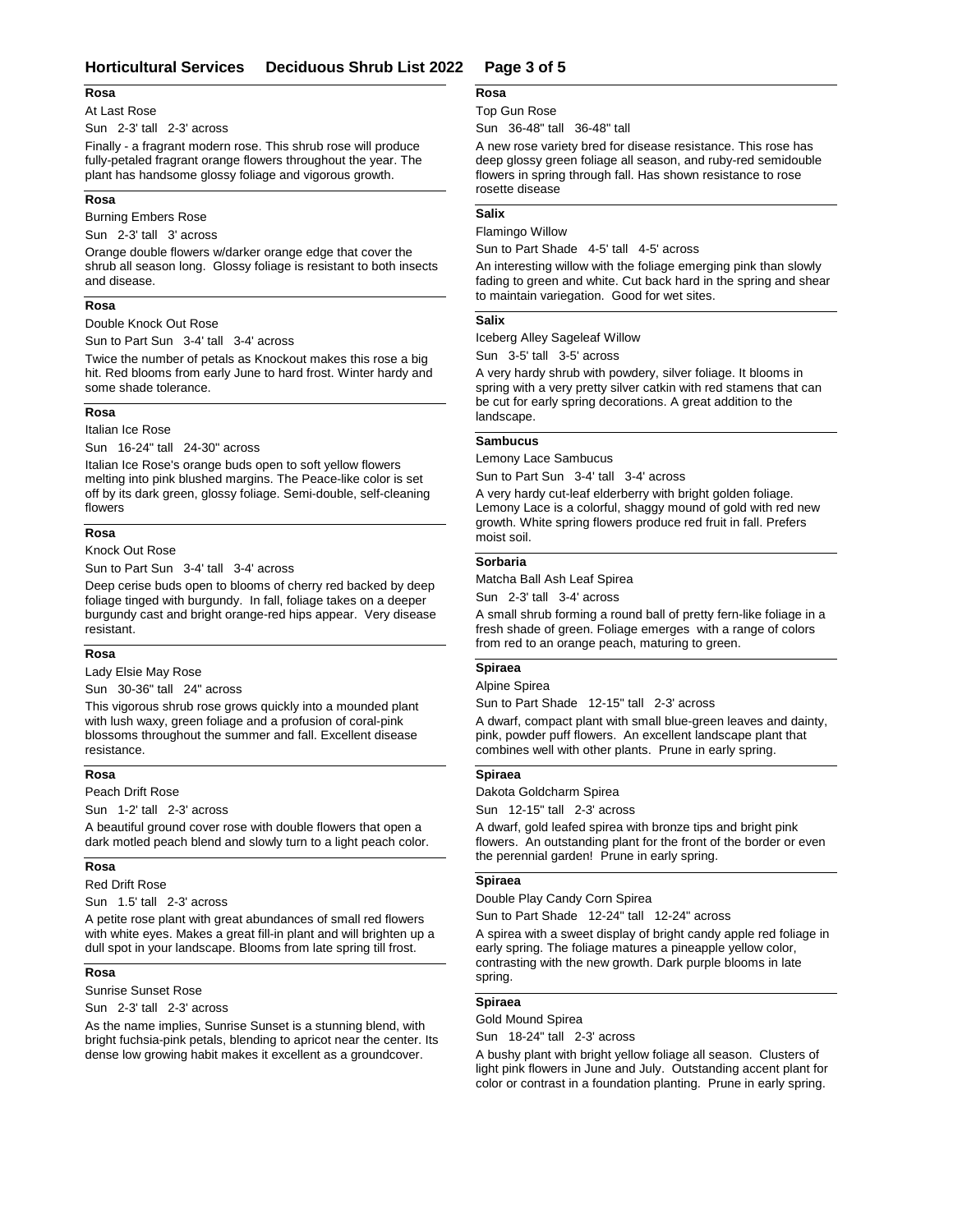**Rosa**

At Last Rose

Sun 2-3' tall 2-3' across

Finally - a fragrant modern rose. This shrub rose will produce fully-petaled fragrant orange flowers throughout the year. The plant has handsome glossy foliage and vigorous growth.

**Rosa**

Burning Embers Rose

Sun 2-3' tall 3' across

Orange double flowers w/darker orange edge that cover the shrub all season long. Glossy foliage is resistant to both insects and disease.

**Rosa**

Double Knock Out Rose

Sun to Part Sun 3-4' tall 3-4' across

Twice the number of petals as Knockout makes this rose a big hit. Red blooms from early June to hard frost. Winter hardy and some shade tolerance.

**Rosa**

Italian Ice Rose

Sun 16-24" tall 24-30" across

Italian Ice Rose's orange buds open to soft yellow flowers melting into pink blushed margins. The Peace-like color is set off by its dark green, glossy foliage. Semi-double, self-cleaning flowers

**Rosa**

Knock Out Rose

Sun to Part Sun 3-4' tall 3-4' across

Deep cerise buds open to blooms of cherry red backed by deep foliage tinged with burgundy. In fall, foliage takes on a deeper burgundy cast and bright orange-red hips appear. Very disease resistant.

**Rosa**

Lady Elsie May Rose

Sun 30-36" tall 24" across

This vigorous shrub rose grows quickly into a mounded plant with lush waxy, green foliage and a profusion of coral-pink blossoms throughout the summer and fall. Excellent disease resistance.

**Rosa**

Peach Drift Rose

Sun 1-2' tall 2-3' across

A beautiful ground cover rose with double flowers that open a dark motled peach blend and slowly turn to a light peach color.

**Rosa**

Red Drift Rose

Sun 1.5' tall 2-3' across

A petite rose plant with great abundances of small red flowers with white eyes. Makes a great fill-in plant and will brighten up a dull spot in your landscape. Blooms from late spring till frost.

**Rosa**

Sunrise Sunset Rose

Sun 2-3' tall 2-3' across

As the name implies, Sunrise Sunset is a stunning blend, with bright fuchsia-pink petals, blending to apricot near the center. Its dense low growing habit makes it excellent as a groundcover.

**Rosa**

Top Gun Rose

Sun 36-48" tall 36-48" tall

A new rose variety bred for disease resistance. This rose has deep glossy green foliage all season, and ruby-red semidouble flowers in spring through fall. Has shown resistance to rose rosette disease

**Salix**

Flamingo Willow

Sun to Part Shade 4-5' tall 4-5' across

An interesting willow with the foliage emerging pink than slowly fading to green and white. Cut back hard in the spring and shear to maintain variegation. Good for wet sites.

**Salix**

Iceberg Alley Sageleaf Willow

Sun 3-5' tall 3-5' across

A very hardy shrub with powdery, silver foliage. It blooms in spring with a very pretty silver catkin with red stamens that can be cut for early spring decorations. A great addition to the landscape.

**Sambucus**

Lemony Lace Sambucus

Sun to Part Sun 3-4' tall 3-4' across

A very hardy cut-leaf elderberry with bright golden foliage. Lemony Lace is a colorful, shaggy mound of gold with red new growth. White spring flowers produce red fruit in fall. Prefers moist soil.

**Sorbaria**

Matcha Ball Ash Leaf Spirea

Sun 2-3' tall 3-4' across

A small shrub forming a round ball of pretty fern-like foliage in a fresh shade of green. Foliage emerges with a range of colors from red to an orange peach, maturing to green.

**Spiraea**

Alpine Spirea

Sun to Part Shade 12-15" tall 2-3' across

A dwarf, compact plant with small blue-green leaves and dainty, pink, powder puff flowers. An excellent landscape plant that combines well with other plants. Prune in early spring.

**Spiraea**

Dakota Goldcharm Spirea

Sun 12-15" tall 2-3' across

A dwarf, gold leafed spirea with bronze tips and bright pink flowers. An outstanding plant for the front of the border or even the perennial garden! Prune in early spring.

**Spiraea**

Double Play Candy Corn Spirea

Sun to Part Shade 12-24" tall 12-24" across

A spirea with a sweet display of bright candy apple red foliage in early spring. The foliage matures a pineapple yellow color, contrasting with the new growth. Dark purple blooms in late spring.

**Spiraea**

Gold Mound Spirea

Sun 18-24" tall 2-3' across

A bushy plant with bright yellow foliage all season. Clusters of light pink flowers in June and July. Outstanding accent plant for color or contrast in a foundation planting. Prune in early spring.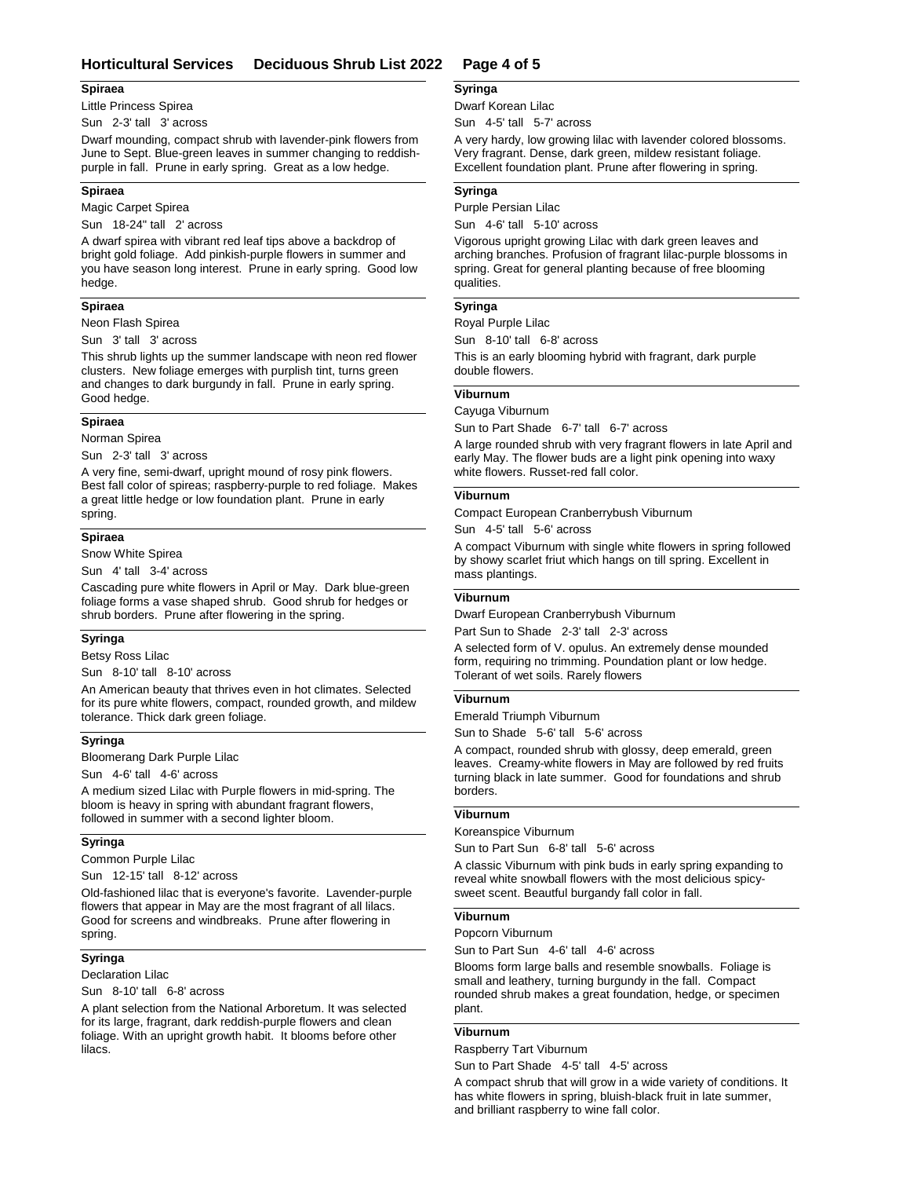### Spiraea

Little Princess Spirea

Sun 2-3' tall 3' across

Dwarf mounding, compact shrub with lavender-pink flowers from June to Sept. Blue-green leaves in summer changing to reddish-purple in fall. Prune in early spring. Great as a low hedge.

### Spiraea

Magic Carpet Spirea

Sun 18-24" tall 2' across

A dwarf spirea with vibrant red leaf tips above a backdrop of bright gold foliage. Add pinkish-purple flowers in summer and you have season long interest. Prune in early spring. Good low hedge.

### Spiraea

Neon Flash Spirea

Sun 3' tall 3' across

This shrub lights up the summer landscape with neon red flower clusters. New foliage emerges with purplish tint, turns green and changes to dark burgundy in fall. Prune in early spring. Good hedge.

### Spiraea

Norman Spirea

Sun 2-3' tall 3' across

A very fine, semi-dwarf, upright mound of rosy pink flowers. Best fall color of spireas; raspberry-purple to red foliage. Makes a great little hedge or low foundation plant. Prune in early spring.

### Spiraea

Snow White Spirea

Sun 4' tall 3-4' across

Cascading pure white flowers in April or May. Dark blue-green foliage forms a vase shaped shrub. Good shrub for hedges or shrub borders. Prune after flowering in the spring.

### Syringa

Betsy Ross Lilac

Sun 8-10' tall 8-10' across

An American beauty that thrives even in hot climates. Selected for its pure white flowers, compact, rounded growth, and mildew tolerance. Thick dark green foliage.

### Syringa

Bloomerang Dark Purple Lilac

Sun 4-6' tall 4-6' across

A medium sized Lilac with Purple flowers in mid-spring. The bloom is heavy in spring with abundant fragrant flowers, followed in summer with a second lighter bloom.

### Syringa

Common Purple Lilac

Sun 12-15' tall 8-12' across

Old-fashioned lilac that is everyone's favorite. Lavender-purple flowers that appear in May are the most fragrant of all lilacs. Good for screens and windbreaks. Prune after flowering in spring.

### Syringa

Declaration Lilac

Sun 8-10' tall 6-8' across

A plant selection from the National Arboretum. It was selected for its large, fragrant, dark reddish-purple flowers and clean foliage. With an upright growth habit. It blooms before other lilacs.

### Syringa

Dwarf Korean Lilac

Sun 4-5' tall 5-7' across

A very hardy, low growing lilac with lavender colored blossoms. Very fragrant. Dense, dark green, mildew resistant foliage. Excellent foundation plant. Prune after flowering in spring.

### Syringa

Purple Persian Lilac

Sun 4-6' tall 5-10' across

Vigorous upright growing Lilac with dark green leaves and arching branches. Profusion of fragrant lilac-purple blossoms in spring. Great for general planting because of free blooming qualities.

### Syringa

Royal Purple Lilac

Sun 8-10' tall 6-8' across

This is an early blooming hybrid with fragrant, dark purple double flowers.

### Viburnum

Cayuga Viburnum

Sun to Part Shade 6-7' tall 6-7' across

A large rounded shrub with very fragrant flowers in late April and early May. The flower buds are a light pink opening into waxy white flowers. Russet-red fall color.

### Viburnum

Compact European Cranberrybush Viburnum

Sun 4-5' tall 5-6' across

A compact Viburnum with single white flowers in spring followed by showy scarlet friut which hangs on till spring. Excellent in mass plantings.

### Viburnum

Dwarf European Cranberrybush Viburnum

Part Sun to Shade 2-3' tall 2-3' across

A selected form of V. opulus. An extremely dense mounded form, requiring no trimming. Poundation plant or low hedge. Tolerant of wet soils. Rarely flowers

### Viburnum

Emerald Triumph Viburnum

Sun to Shade 5-6' tall 5-6' across

A compact, rounded shrub with glossy, deep emerald, green leaves. Creamy-white flowers in May are followed by red fruits turning black in late summer. Good for foundations and shrub borders.

### Viburnum

Koreanspice Viburnum

Sun to Part Sun 6-8' tall 5-6' across

A classic Viburnum with pink buds in early spring expanding to reveal white snowball flowers with the most delicious spicy-sweet scent. Beautful burgandy fall color in fall.

### Viburnum

Popcorn Viburnum

Sun to Part Sun 4-6' tall 4-6' across

Blooms form large balls and resemble snowballs. Foliage is small and leathery, turning burgundy in the fall. Compact rounded shrub makes a great foundation, hedge, or specimen plant.

### Viburnum

Raspberry Tart Viburnum

Sun to Part Shade 4-5' tall 4-5' across

A compact shrub that will grow in a wide variety of conditions. It has white flowers in spring, bluish-black fruit in late summer, and brilliant raspberry to wine fall color.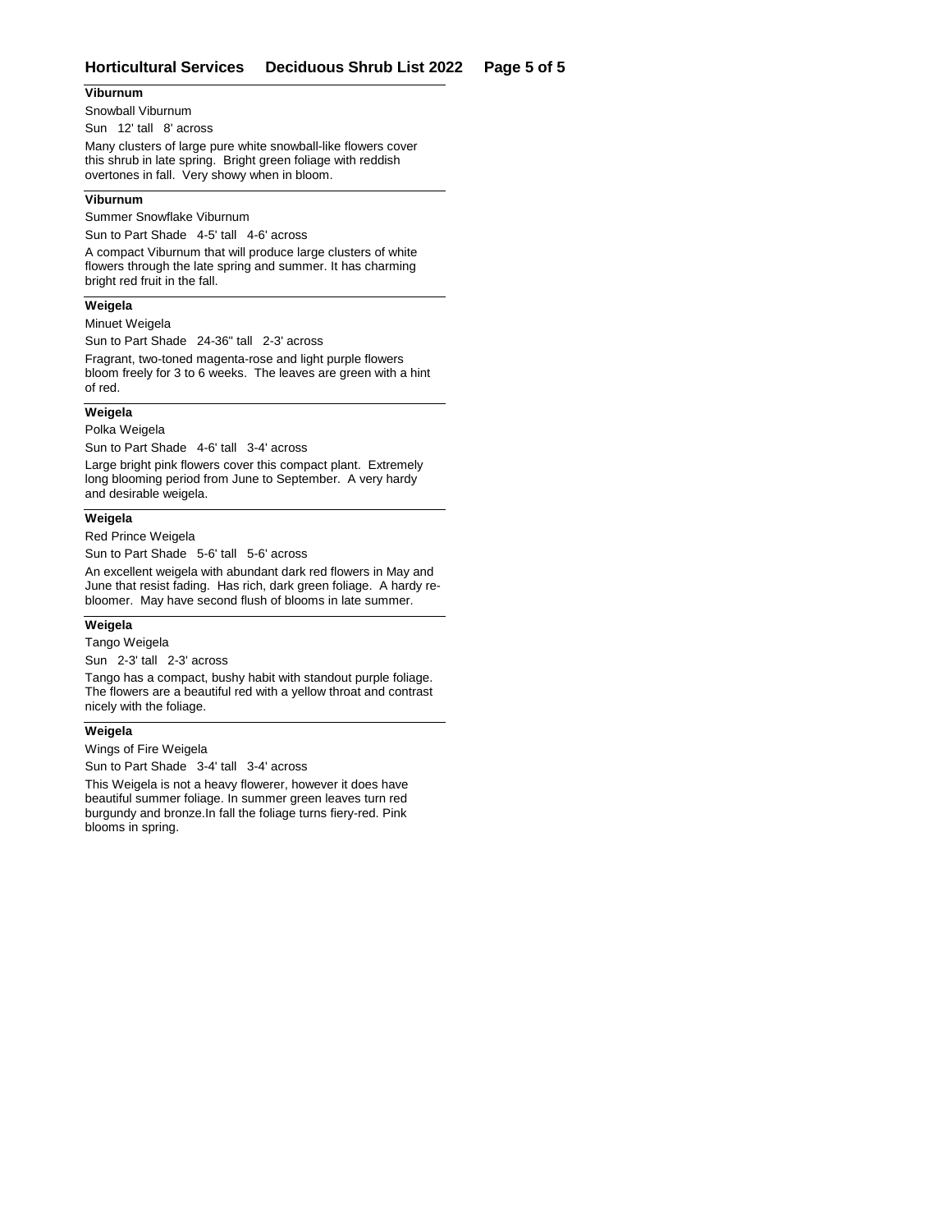### Viburnum

Snowball Viburnum

Sun   12' tall   8' across

Many clusters of large pure white snowball-like flowers cover this shrub in late spring. Bright green foliage with reddish overtones in fall. Very showy when in bloom.

---

### Viburnum

Summer Snowflake Viburnum

Sun to Part Shade   4-5' tall   4-6' across

A compact Viburnum that will produce large clusters of white flowers through the late spring and summer. It has charming bright red fruit in the fall.

---

### Weigela

Minuet Weigela

Sun to Part Shade   24-36" tall   2-3' across

Fragrant, two-toned magenta-rose and light purple flowers bloom freely for 3 to 6 weeks. The leaves are green with a hint of red.

---

### Weigela

Polka Weigela

Sun to Part Shade   4-6' tall   3-4' across

Large bright pink flowers cover this compact plant. Extremely long blooming period from June to September. A very hardy and desirable weigela.

---

### Weigela

Red Prince Weigela

Sun to Part Shade   5-6' tall   5-6' across

An excellent weigela with abundant dark red flowers in May and June that resist fading. Has rich, dark green foliage. A hardy re-bloomer. May have second flush of blooms in late summer.

---

### Weigela

Tango Weigela

Sun   2-3' tall   2-3' across

Tango has a compact, bushy habit with standout purple foliage. The flowers are a beautiful red with a yellow throat and contrast nicely with the foliage.

---

### Weigela

Wings of Fire Weigela

Sun to Part Shade   3-4' tall   3-4' across

This Weigela is not a heavy flowerer, however it does have beautiful summer foliage. In summer green leaves turn red burgundy and bronze.In fall the foliage turns fiery-red. Pink blooms in spring.